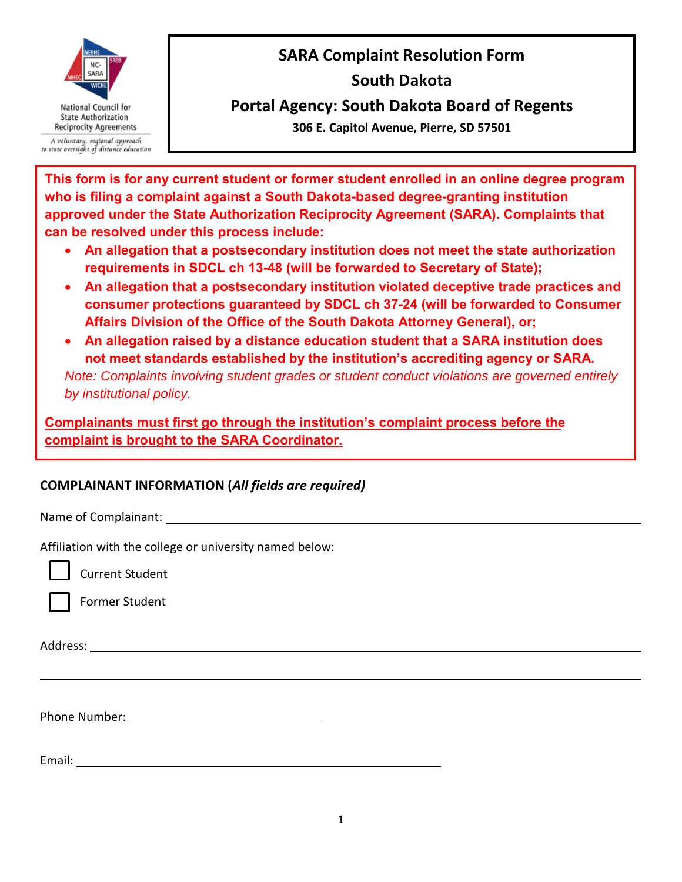National Council for State Authorization Reciprocity Agreements

*A voluntary, regional approach to state oversight of distance education*

# SARA Complaint Resolution Form

## South Dakota

## Portal Agency: South Dakota Board of Regents

**306 E. Capitol Avenue, Pierre, SD 57501**

**This form is for any current student or former student enrolled in an online degree program who is filing a complaint against a South Dakota-based degree-granting institution approved under the State Authorization Reciprocity Agreement (SARA). Complaints that can be resolved under this process include:**

- **An allegation that a postsecondary institution does not meet the state authorization requirements in SDCL ch 13-48 (will be forwarded to Secretary of State);**
- **An allegation that a postsecondary institution violated deceptive trade practices and consumer protections guaranteed by SDCL ch 37-24 (will be forwarded to Consumer Affairs Division of the Office of the South Dakota Attorney General), or;**
- **An allegation raised by a distance education student that a SARA institution does not meet standards established by the institution's accrediting agency or SARA.**

*Note: Complaints involving student grades or student conduct violations are governed entirely by institutional policy.*

**<u>Complainants must first go through the institution's complaint process before the complaint is brought to the SARA Coordinator.</u>**

### COMPLAINANT INFORMATION (*All fields are required*)

Name of Complainant: ______________________________

Affiliation with the college or university named below:

- ☐ Current Student
- ☐ Former Student

Address: ______________________________

______________________________

Phone Number: ______________________________

Email: ______________________________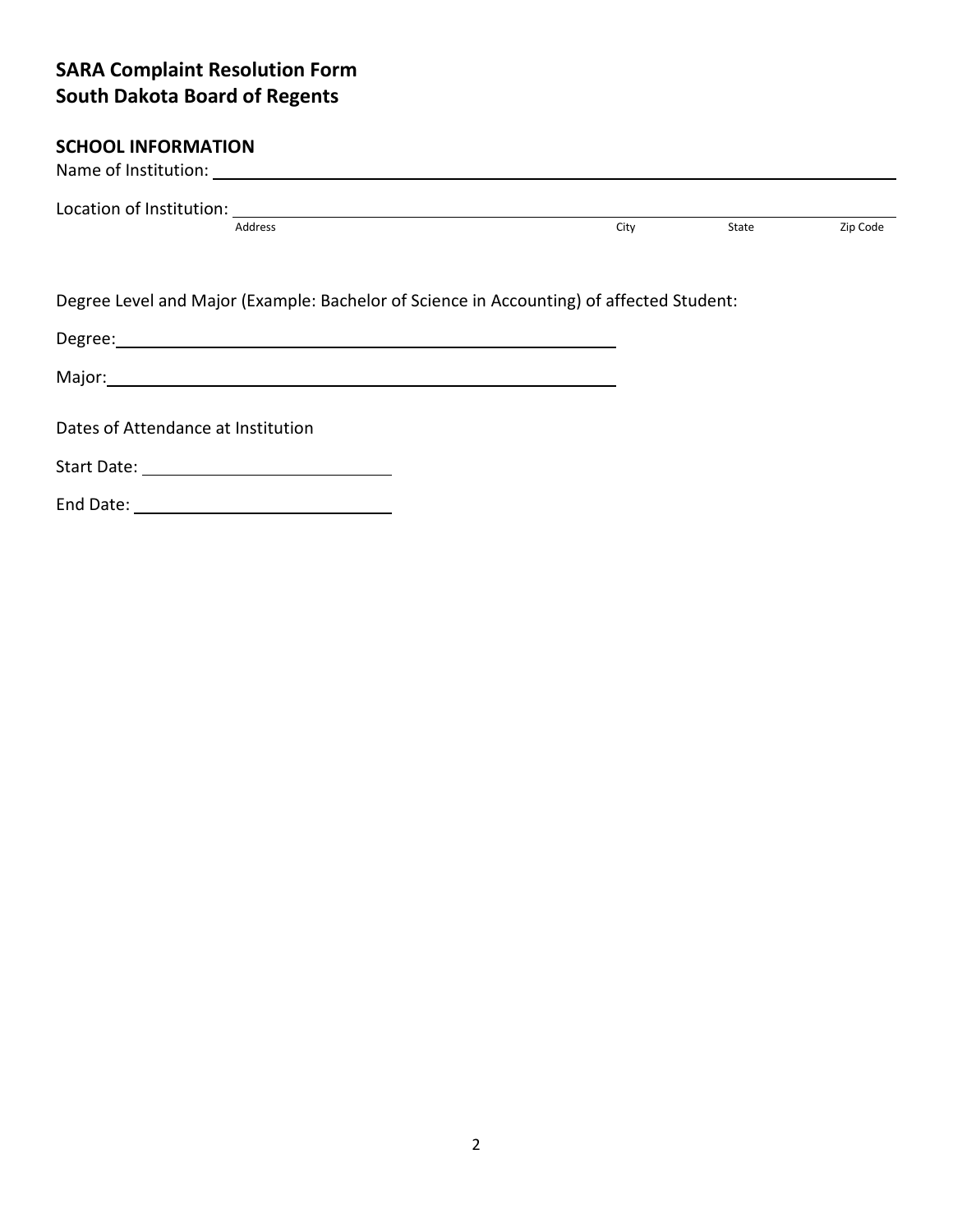## SARA Complaint Resolution Form
## South Dakota Board of Regents

### SCHOOL INFORMATION

Name of Institution: ______________________________________________

Location of Institution: ______________________________________________
Address City State Zip Code

Degree Level and Major (Example: Bachelor of Science in Accounting) of affected Student:

Degree: ______________________________

Major: ______________________________

Dates of Attendance at Institution

Start Date: ____________________

End Date: ____________________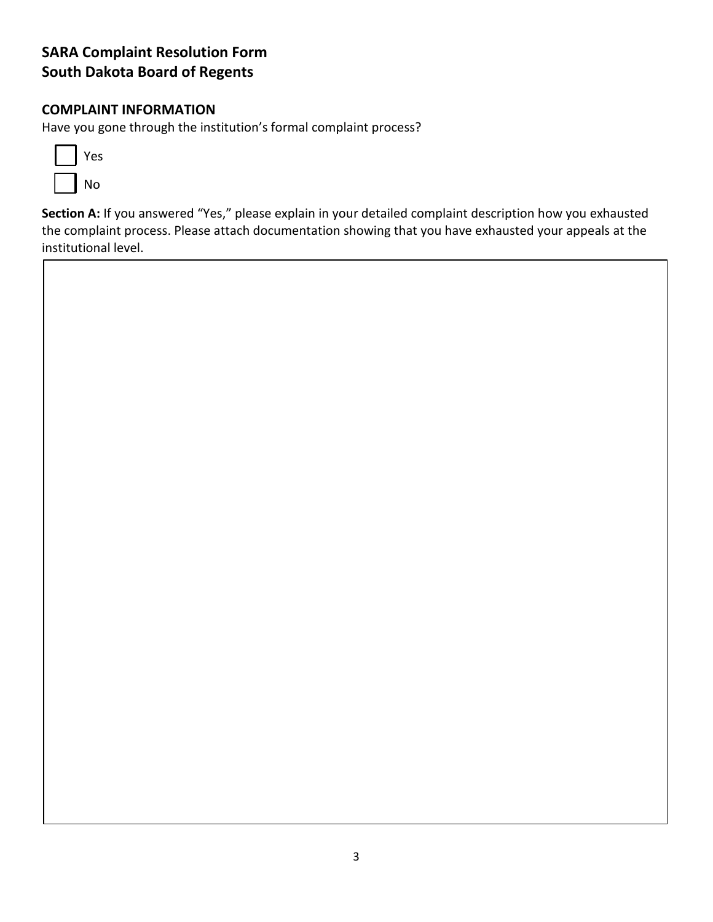## SARA Complaint Resolution Form
## South Dakota Board of Regents

### COMPLAINT INFORMATION

Have you gone through the institution's formal complaint process?

- [ ] Yes
- [ ] No

**Section A:** If you answered "Yes," please explain in your detailed complaint description how you exhausted the complaint process. Please attach documentation showing that you have exhausted your appeals at the institutional level.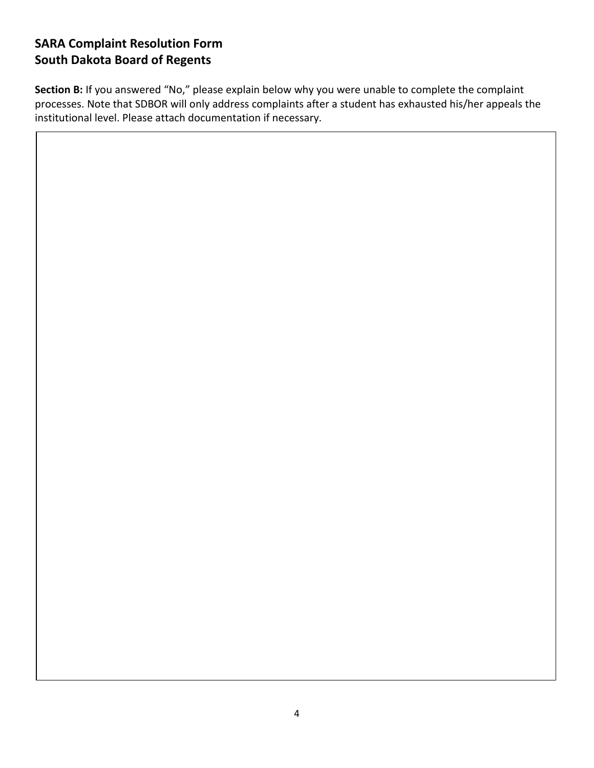## SARA Complaint Resolution Form
## South Dakota Board of Regents

**Section B:** If you answered "No," please explain below why you were unable to complete the complaint processes. Note that SDBOR will only address complaints after a student has exhausted his/her appeals the institutional level. Please attach documentation if necessary.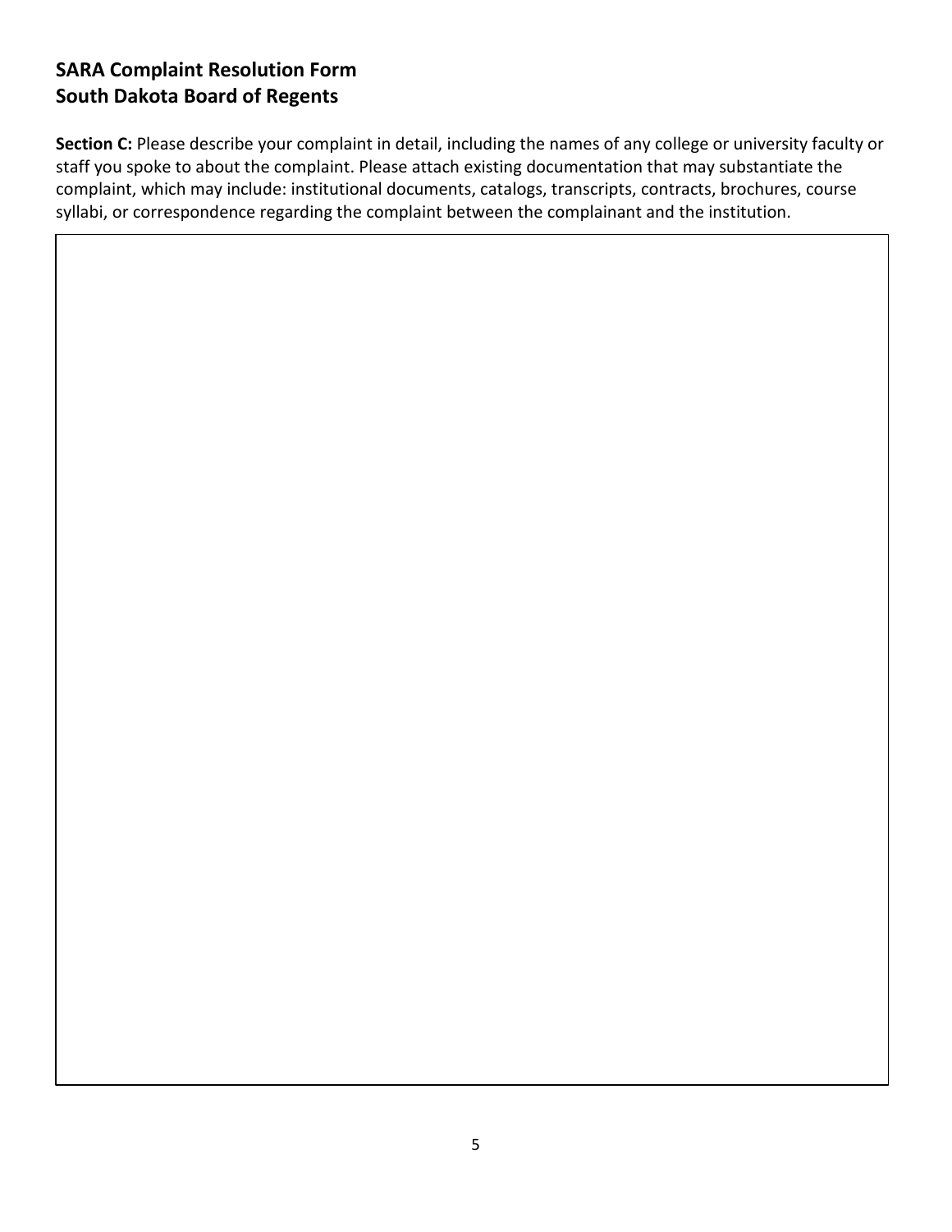## SARA Complaint Resolution Form
## South Dakota Board of Regents

**Section C:** Please describe your complaint in detail, including the names of any college or university faculty or staff you spoke to about the complaint. Please attach existing documentation that may substantiate the complaint, which may include: institutional documents, catalogs, transcripts, contracts, brochures, course syllabi, or correspondence regarding the complaint between the complainant and the institution.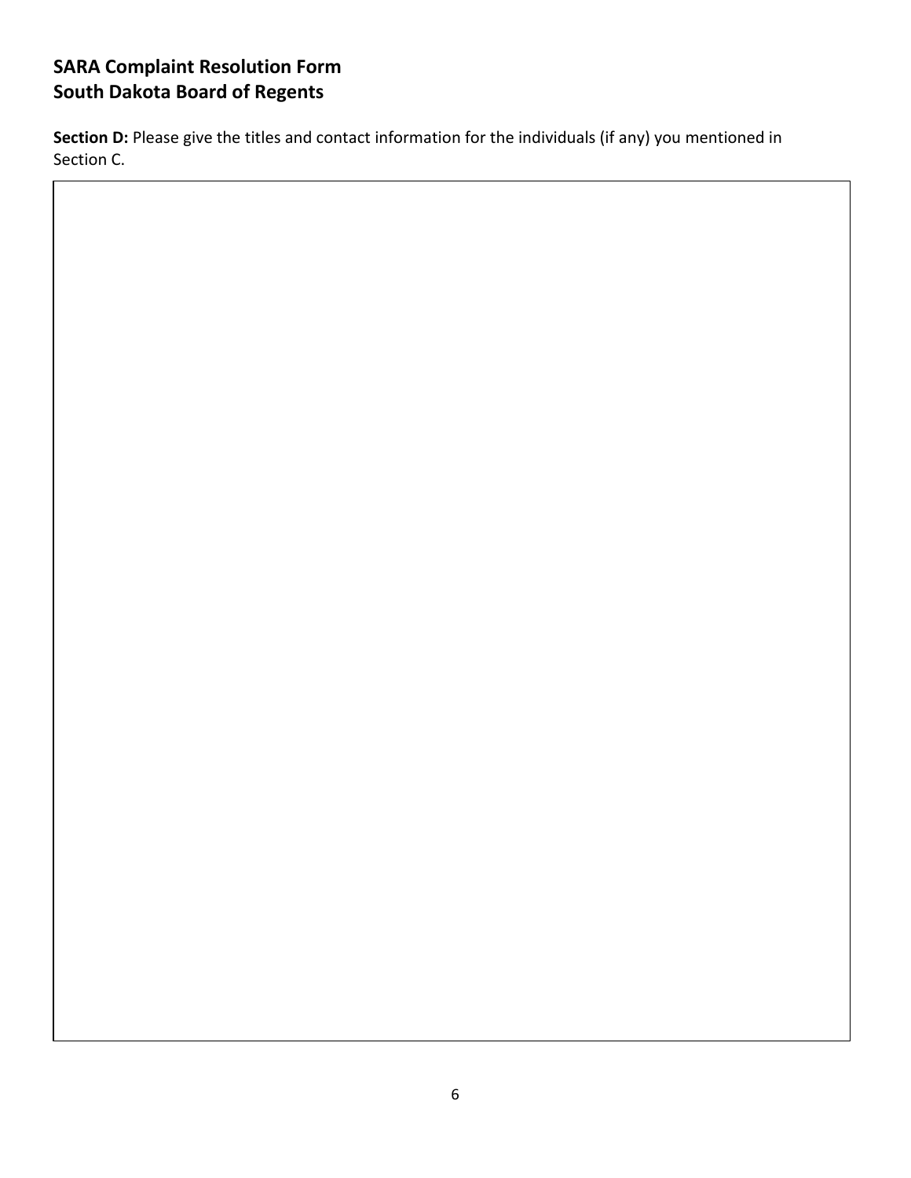# SARA Complaint Resolution Form
# South Dakota Board of Regents

**Section D:** Please give the titles and contact information for the individuals (if any) you mentioned in Section C.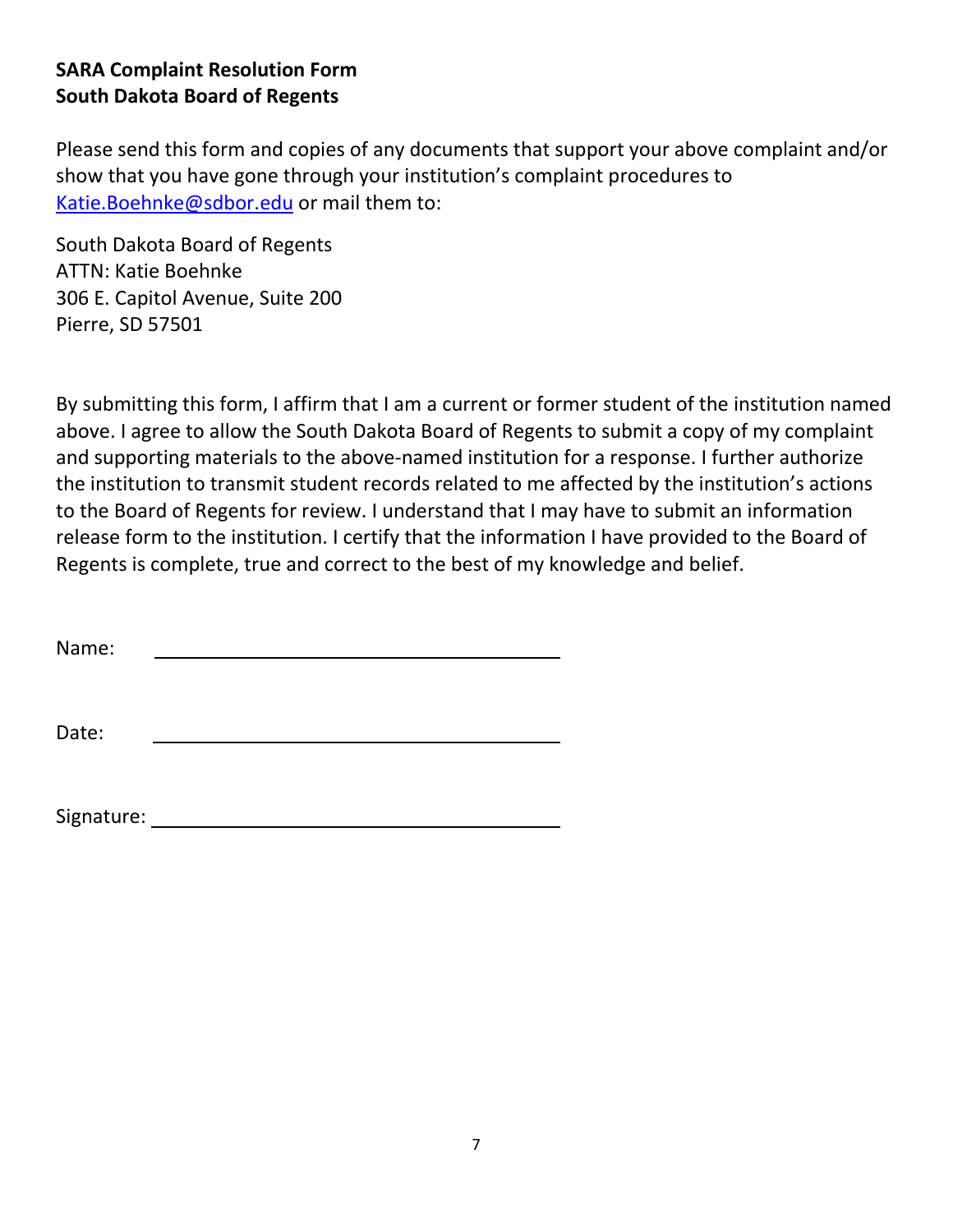**SARA Complaint Resolution Form**
**South Dakota Board of Regents**

Please send this form and copies of any documents that support your above complaint and/or show that you have gone through your institution's complaint procedures to Katie.Boehnke@sdbor.edu or mail them to:

South Dakota Board of Regents
ATTN: Katie Boehnke
306 E. Capitol Avenue, Suite 200
Pierre, SD 57501

By submitting this form, I affirm that I am a current or former student of the institution named above. I agree to allow the South Dakota Board of Regents to submit a copy of my complaint and supporting materials to the above-named institution for a response. I further authorize the institution to transmit student records related to me affected by the institution's actions to the Board of Regents for review. I understand that I may have to submit an information release form to the institution. I certify that the information I have provided to the Board of Regents is complete, true and correct to the best of my knowledge and belief.

Name: ________________________________

Date: ________________________________

Signature: ________________________________